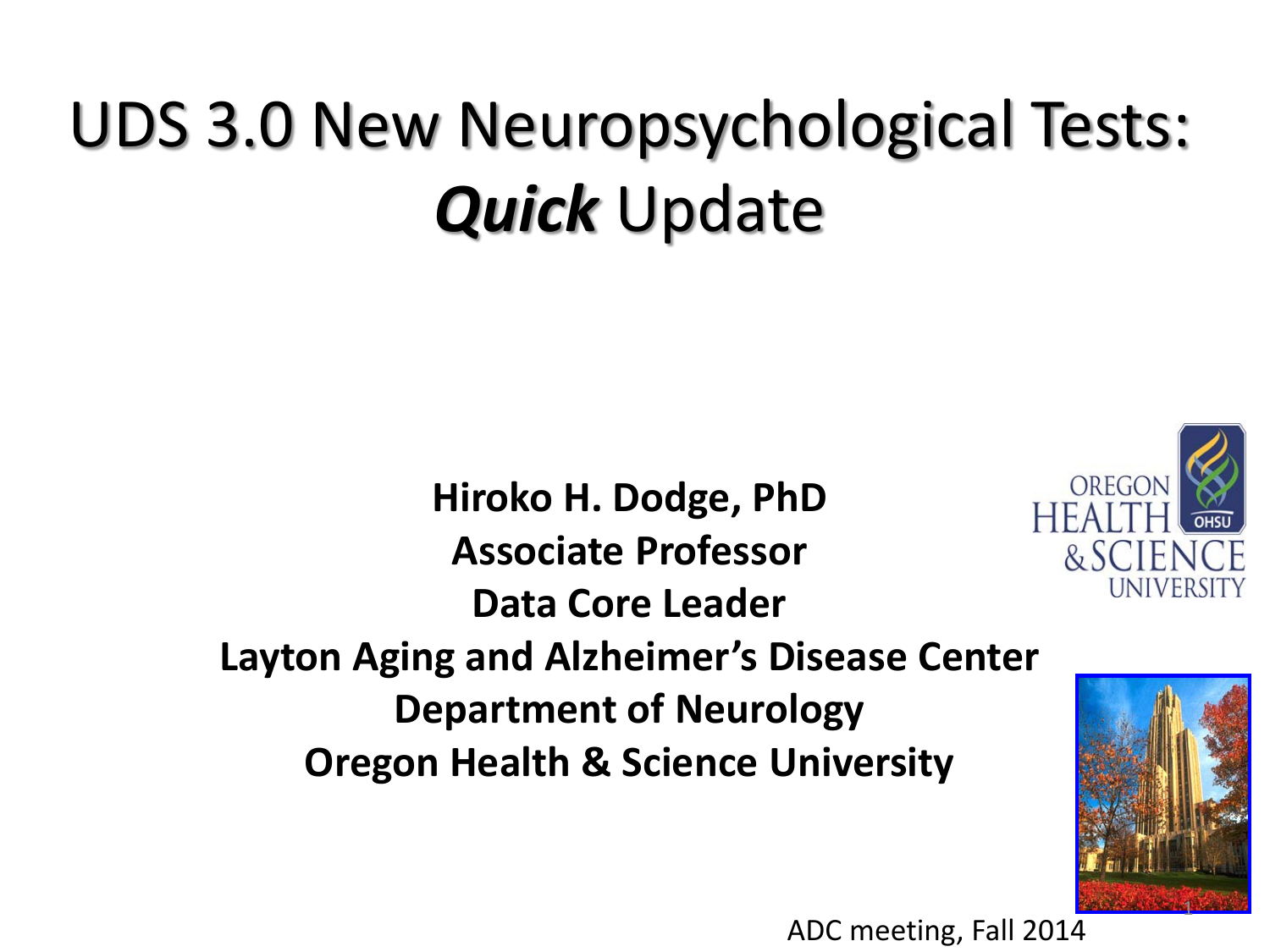# UDS 3.0 New Neuropsychological Tests: ***Quick*** Update

**Hiroko H. Dodge, PhD**
**Associate Professor**
**Data Core Leader**
**Layton Aging and Alzheimer's Disease Center**
**Department of Neurology**
**Oregon Health & Science University**

ADC meeting, Fall 2014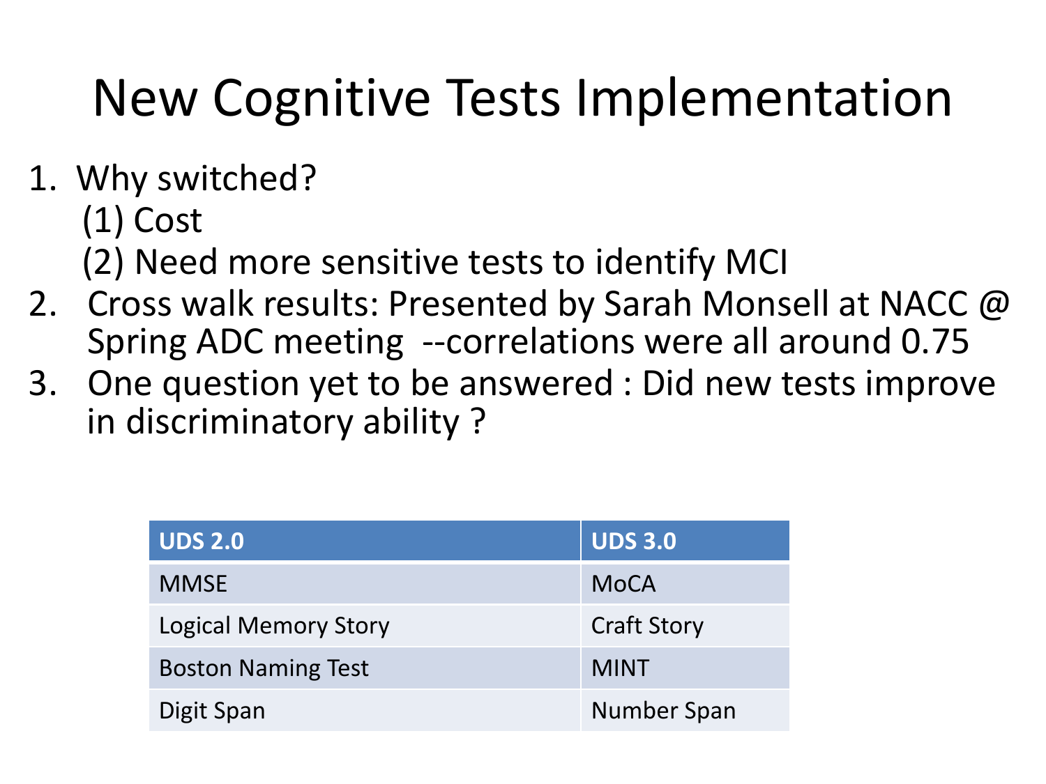# New Cognitive Tests Implementation

1. Why switched?
   (1) Cost
   (2) Need more sensitive tests to identify MCI
2. Cross walk results: Presented by Sarah Monsell at NACC @ Spring ADC meeting --correlations were all around 0.75
3. One question yet to be answered : Did new tests improve in discriminatory ability ?

| UDS 2.0 | UDS 3.0 |
|---|---|
| MMSE | MoCA |
| Logical Memory Story | Craft Story |
| Boston Naming Test | MINT |
| Digit Span | Number Span |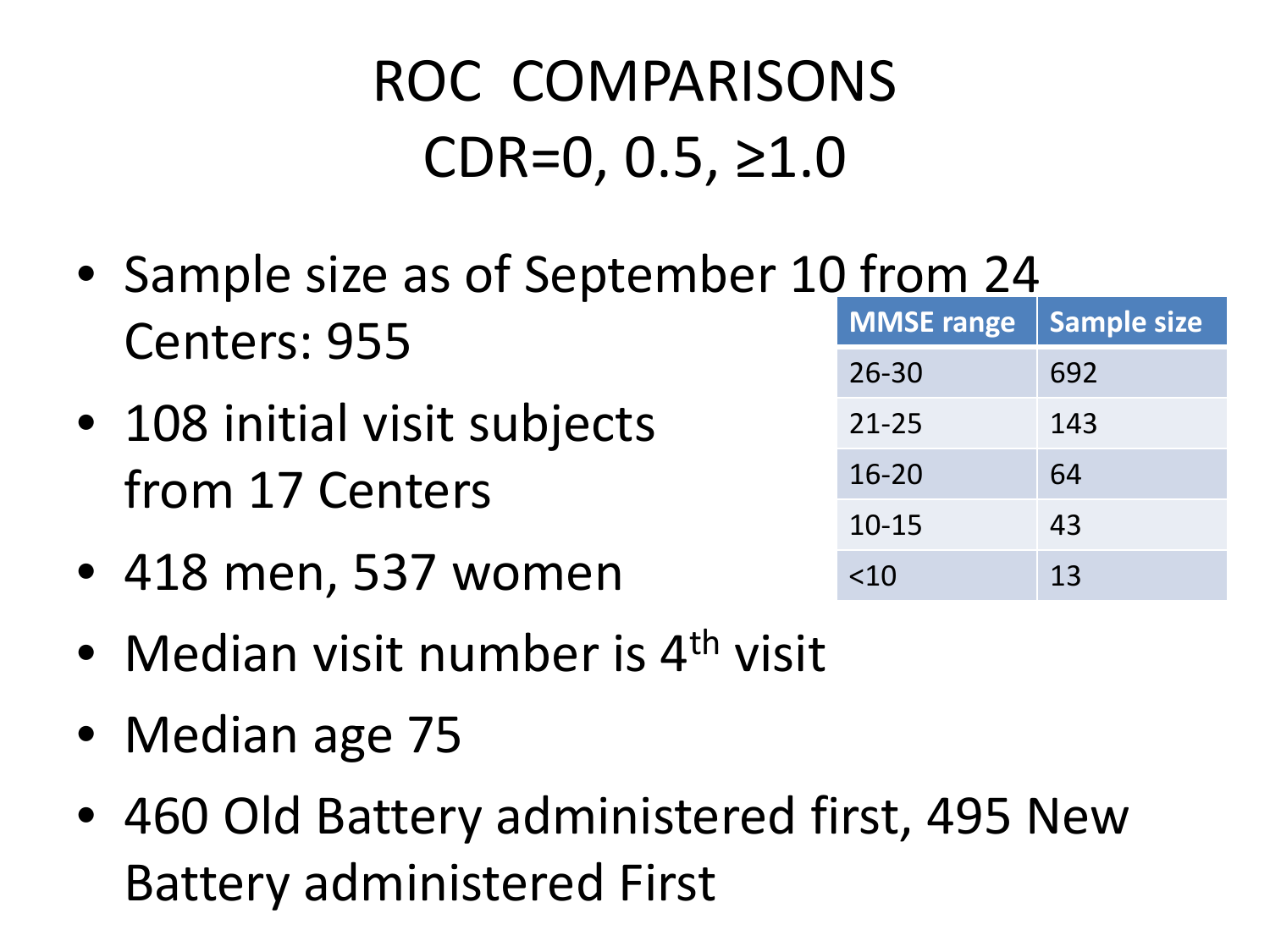# ROC COMPARISONS
# CDR=0, 0.5, ≥1.0

- Sample size as of September 10 from 24 Centers: 955
- 108 initial visit subjects from 17 Centers
- 418 men, 537 women
- Median visit number is 4th visit
- Median age 75
- 460 Old Battery administered first, 495 New Battery administered First

| MMSE range | Sample size |
|---|---|
| 26-30 | 692 |
| 21-25 | 143 |
| 16-20 | 64 |
| 10-15 | 43 |
| <10 | 13 |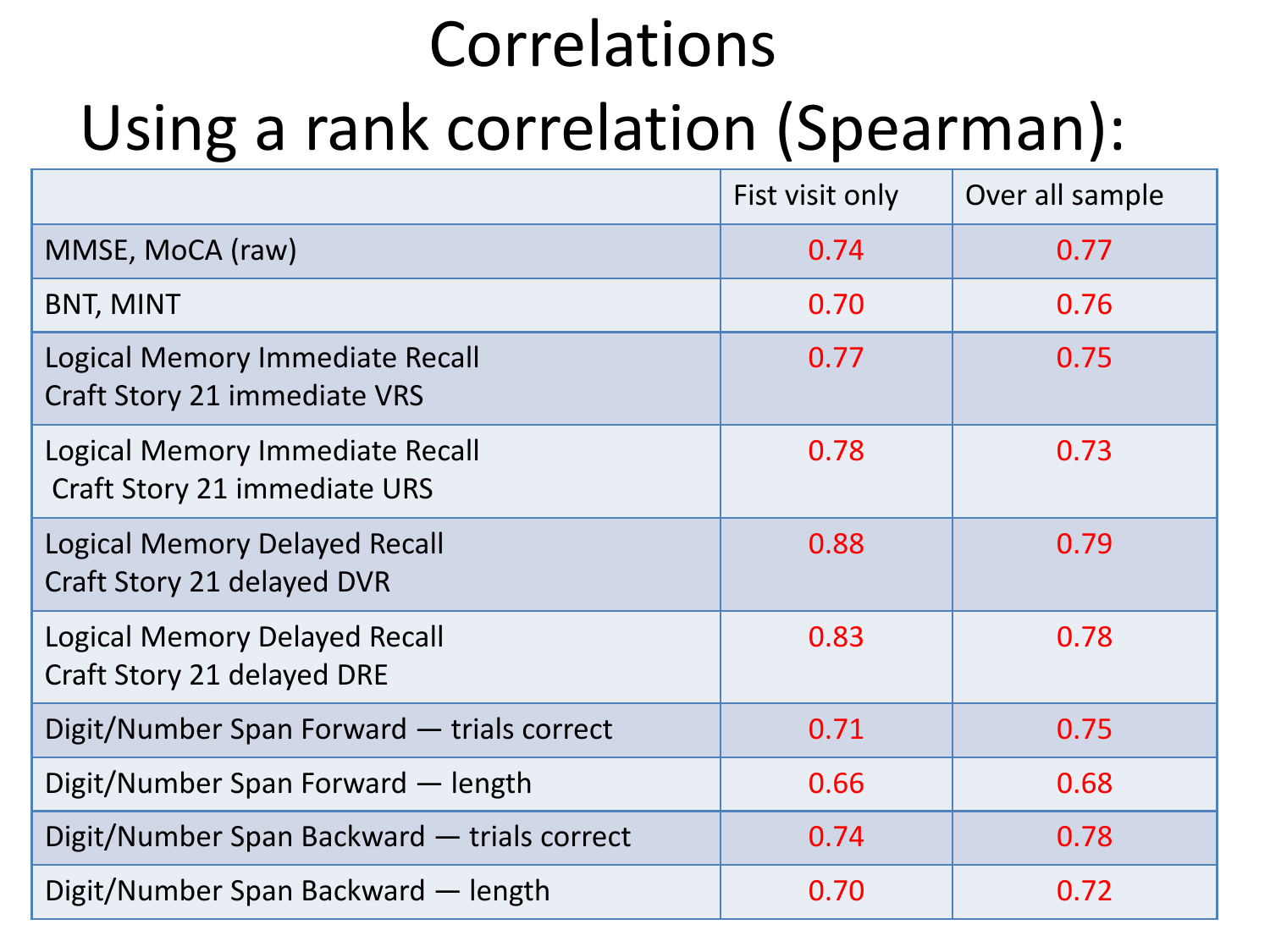# Correlations

## Using a rank correlation (Spearman):

| | Fist visit only | Over all sample |
|---|---|---|
| MMSE, MoCA (raw) | 0.74 | 0.77 |
| BNT, MINT | 0.70 | 0.76 |
| Logical Memory Immediate Recall<br>Craft Story 21 immediate VRS | 0.77 | 0.75 |
| Logical Memory Immediate Recall<br>Craft Story 21 immediate URS | 0.78 | 0.73 |
| Logical Memory Delayed Recall<br>Craft Story 21 delayed DVR | 0.88 | 0.79 |
| Logical Memory Delayed Recall<br>Craft Story 21 delayed DRE | 0.83 | 0.78 |
| Digit/Number Span Forward — trials correct | 0.71 | 0.75 |
| Digit/Number Span Forward — length | 0.66 | 0.68 |
| Digit/Number Span Backward — trials correct | 0.74 | 0.78 |
| Digit/Number Span Backward — length | 0.70 | 0.72 |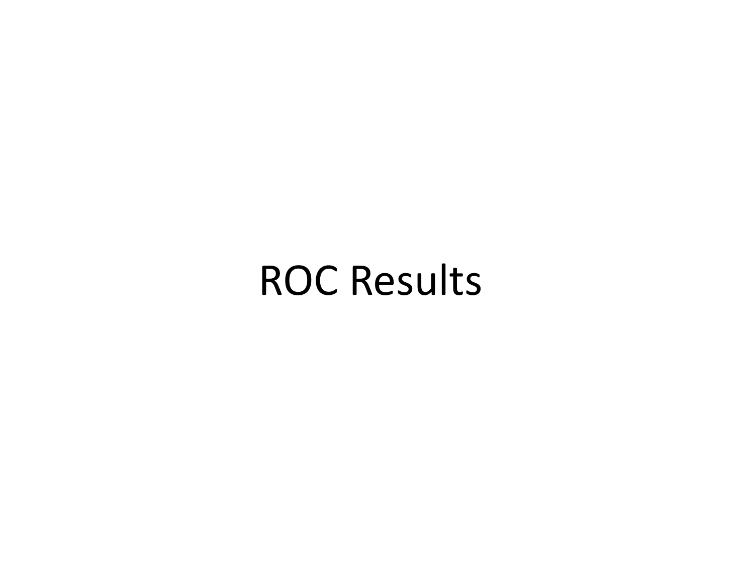# ROC Results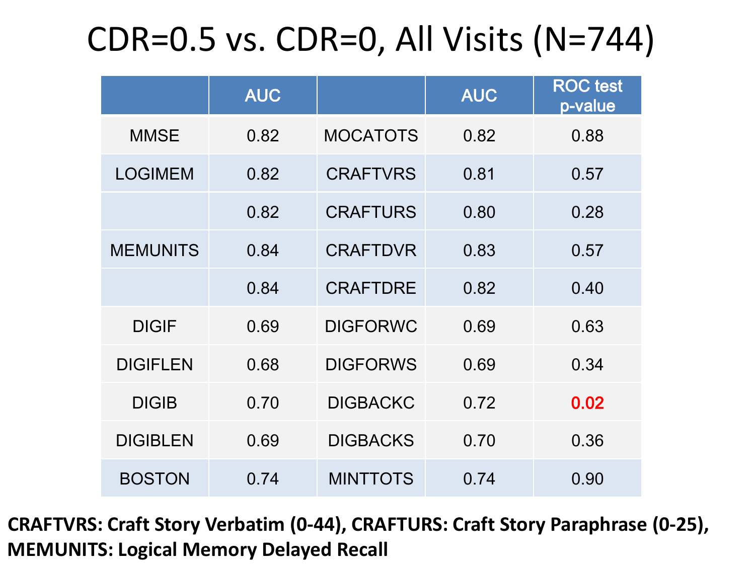# CDR=0.5 vs. CDR=0, All Visits (N=744)

| | AUC | | AUC | ROC test p-value |
|---|---|---|---|---|
| MMSE | 0.82 | MOCATOTS | 0.82 | 0.88 |
| LOGIMEM | 0.82 | CRAFTVRS | 0.81 | 0.57 |
| | 0.82 | CRAFTURS | 0.80 | 0.28 |
| MEMUNITS | 0.84 | CRAFTDVR | 0.83 | 0.57 |
| | 0.84 | CRAFTDRE | 0.82 | 0.40 |
| DIGIF | 0.69 | DIGFORWC | 0.69 | 0.63 |
| DIGIFLEN | 0.68 | DIGFORWS | 0.69 | 0.34 |
| DIGIB | 0.70 | DIGBACKC | 0.72 | 0.02 |
| DIGIBLEN | 0.69 | DIGBACKS | 0.70 | 0.36 |
| BOSTON | 0.74 | MINTTOTS | 0.74 | 0.90 |

**CRAFTVRS: Craft Story Verbatim (0-44), CRAFTURS: Craft Story Paraphrase (0-25), MEMUNITS: Logical Memory Delayed Recall**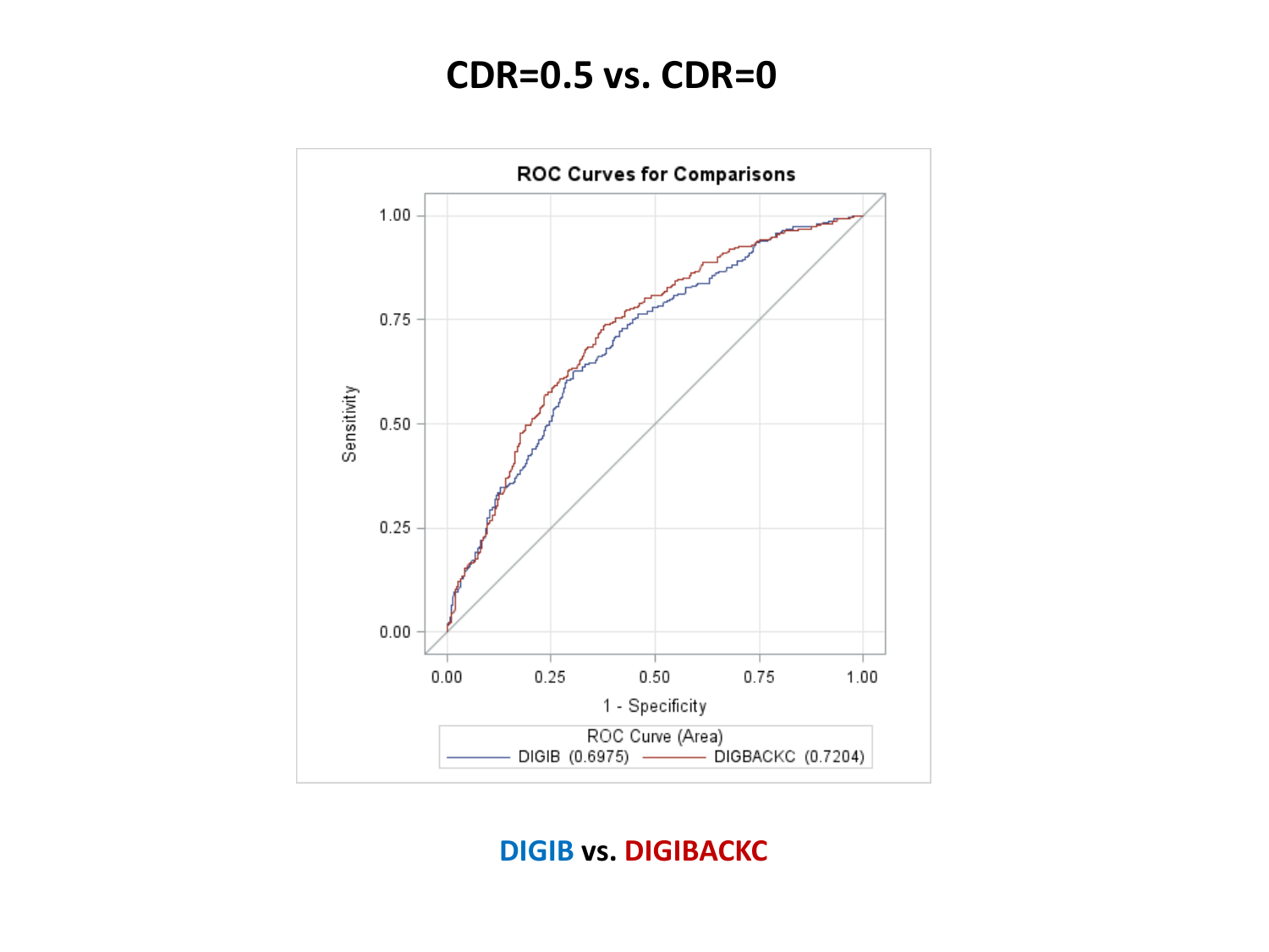# CDR=0.5 vs. CDR=0

ROC Curves for Comparisons

ROC Curve (Area)

DIGIB (0.6975) DIGBACKC (0.7204)

**DIGIB vs. DIGIBACKC**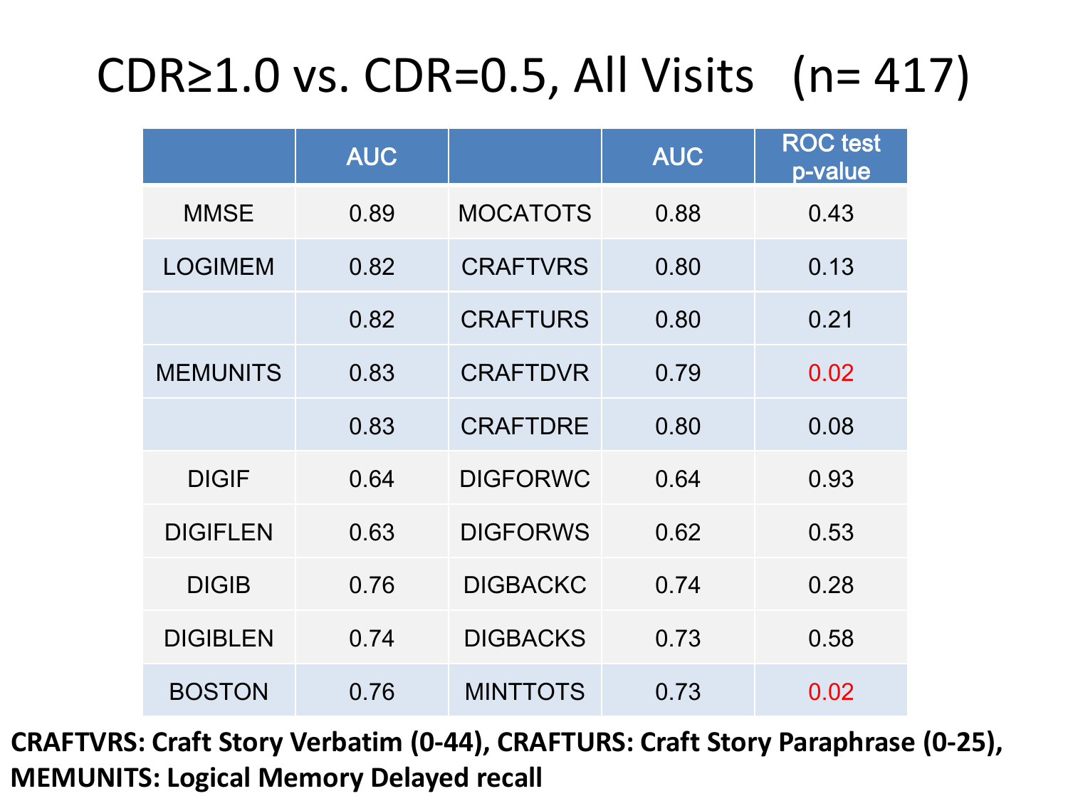# CDR≥1.0 vs. CDR=0.5, All Visits (n= 417)

| | AUC | | AUC | ROC test p-value |
|---|---|---|---|---|
| MMSE | 0.89 | MOCATOTS | 0.88 | 0.43 |
| LOGIMEM | 0.82 | CRAFTVRS | 0.80 | 0.13 |
| | 0.82 | CRAFTURS | 0.80 | 0.21 |
| MEMUNITS | 0.83 | CRAFTDVR | 0.79 | 0.02 |
| | 0.83 | CRAFTDRE | 0.80 | 0.08 |
| DIGIF | 0.64 | DIGFORWC | 0.64 | 0.93 |
| DIGIFLEN | 0.63 | DIGFORWS | 0.62 | 0.53 |
| DIGIB | 0.76 | DIGBACKC | 0.74 | 0.28 |
| DIGIBLEN | 0.74 | DIGBACKS | 0.73 | 0.58 |
| BOSTON | 0.76 | MINTTOTS | 0.73 | 0.02 |

**CRAFTVRS: Craft Story Verbatim (0-44), CRAFTURS: Craft Story Paraphrase (0-25), MEMUNITS: Logical Memory Delayed recall**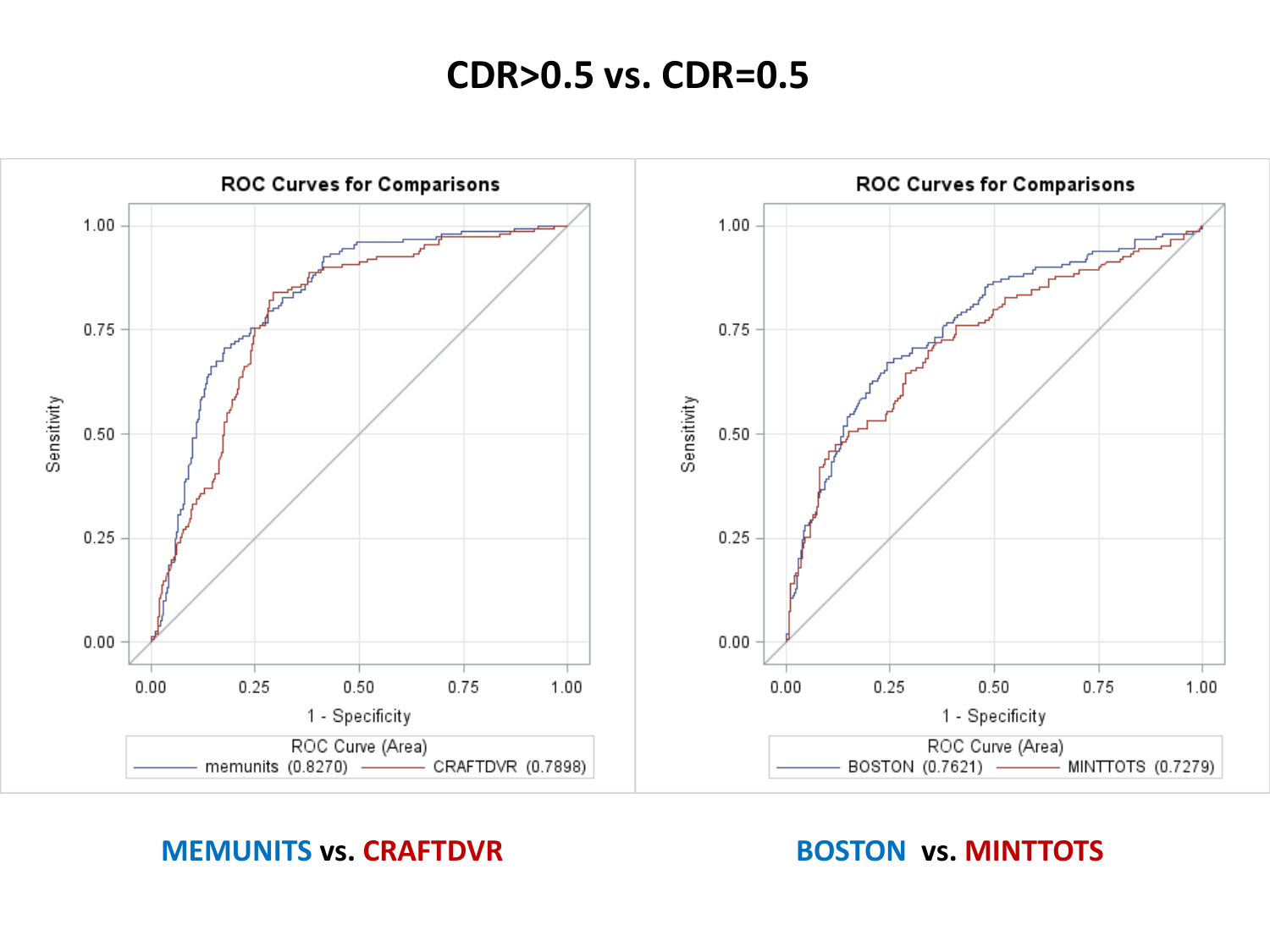# CDR>0.5 vs. CDR=0.5

**ROC Curves for Comparisons**

ROC Curve (Area): memunits (0.8270) — CRAFTDVR (0.7898)

**ROC Curves for Comparisons**

ROC Curve (Area): BOSTON (0.7621) — MINTTOTS (0.7279)

**MEMUNITS vs. CRAFTDVR**

**BOSTON vs. MINTTOTS**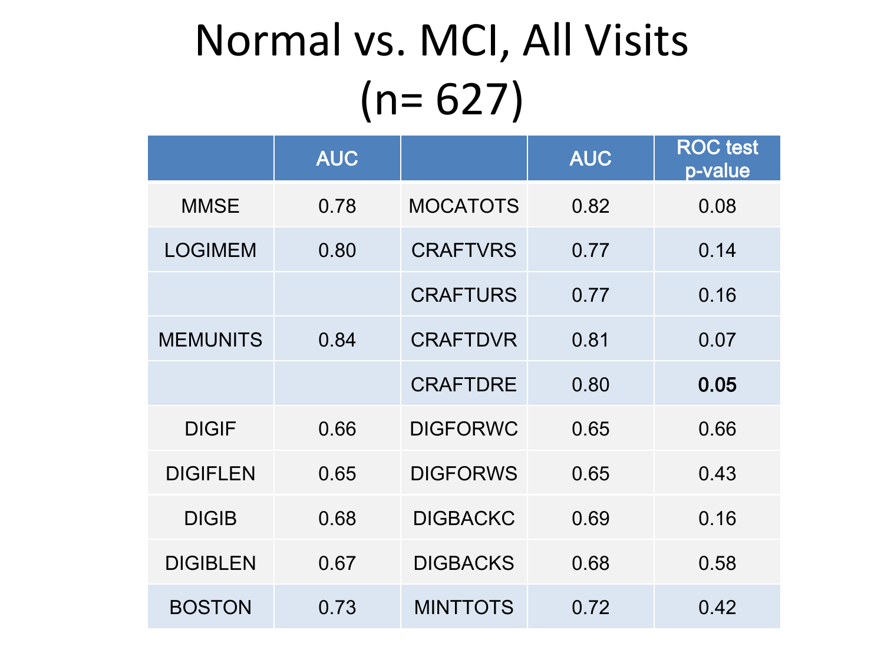# Normal vs. MCI, All Visits (n= 627)

| | AUC | | AUC | ROC test p-value |
|---|---|---|---|---|
| MMSE | 0.78 | MOCATOTS | 0.82 | 0.08 |
| LOGIMEM | 0.80 | CRAFTVRS | 0.77 | 0.14 |
| | | CRAFTURS | 0.77 | 0.16 |
| MEMUNITS | 0.84 | CRAFTDVR | 0.81 | 0.07 |
| | | CRAFTDRE | 0.80 | **0.05** |
| DIGIF | 0.66 | DIGFORWC | 0.65 | 0.66 |
| DIGIFLEN | 0.65 | DIGFORWS | 0.65 | 0.43 |
| DIGIB | 0.68 | DIGBACKC | 0.69 | 0.16 |
| DIGIBLEN | 0.67 | DIGBACKS | 0.68 | 0.58 |
| BOSTON | 0.73 | MINTTOTS | 0.72 | 0.42 |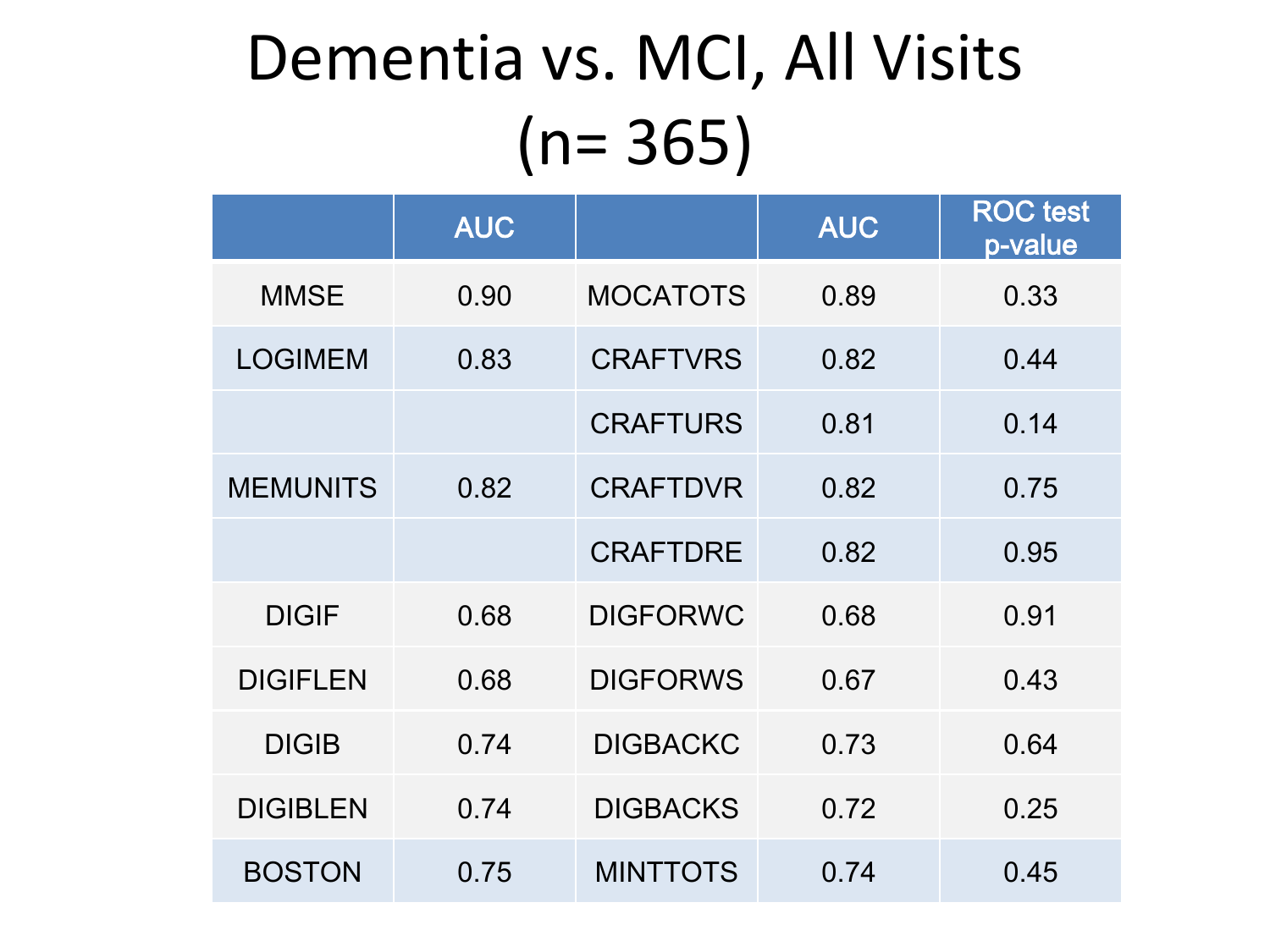# Dementia vs. MCI, All Visits (n= 365)

| | AUC | | AUC | ROC test p-value |
|---|---|---|---|---|
| MMSE | 0.90 | MOCATOTS | 0.89 | 0.33 |
| LOGIMEM | 0.83 | CRAFTVRS | 0.82 | 0.44 |
| | | CRAFTURS | 0.81 | 0.14 |
| MEMUNITS | 0.82 | CRAFTDVR | 0.82 | 0.75 |
| | | CRAFTDRE | 0.82 | 0.95 |
| DIGIF | 0.68 | DIGFORWC | 0.68 | 0.91 |
| DIGIFLEN | 0.68 | DIGFORWS | 0.67 | 0.43 |
| DIGIB | 0.74 | DIGBACKC | 0.73 | 0.64 |
| DIGIBLEN | 0.74 | DIGBACKS | 0.72 | 0.25 |
| BOSTON | 0.75 | MINTTOTS | 0.74 | 0.45 |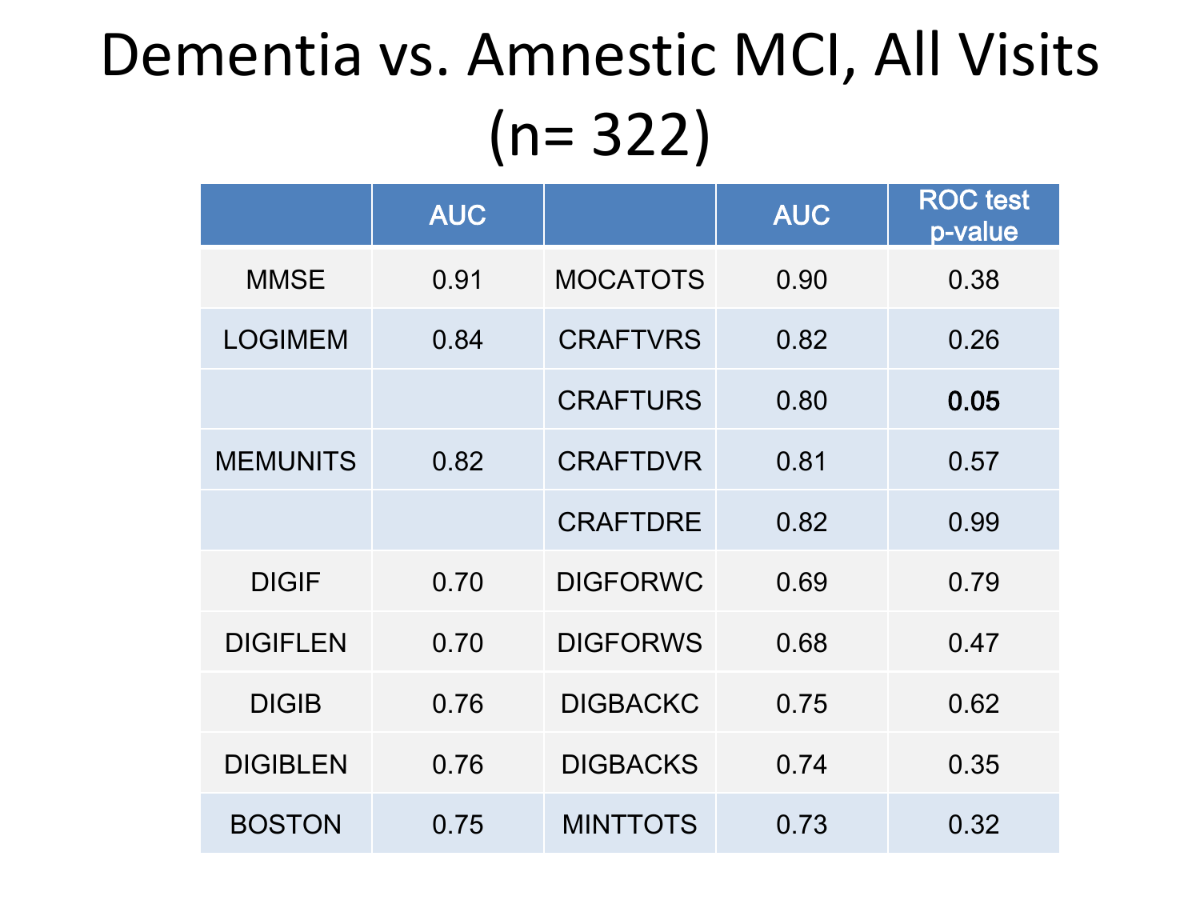# Dementia vs. Amnestic MCI, All Visits (n= 322)

| | AUC | | AUC | ROC test p-value |
|---|---|---|---|---|
| MMSE | 0.91 | MOCATOTS | 0.90 | 0.38 |
| LOGIMEM | 0.84 | CRAFTVRS | 0.82 | 0.26 |
| | | CRAFTURS | 0.80 | **0.05** |
| MEMUNITS | 0.82 | CRAFTDVR | 0.81 | 0.57 |
| | | CRAFTDRE | 0.82 | 0.99 |
| DIGIF | 0.70 | DIGFORWC | 0.69 | 0.79 |
| DIGIFLEN | 0.70 | DIGFORWS | 0.68 | 0.47 |
| DIGIB | 0.76 | DIGBACKC | 0.75 | 0.62 |
| DIGIBLEN | 0.76 | DIGBACKS | 0.74 | 0.35 |
| BOSTON | 0.75 | MINTTOTS | 0.73 | 0.32 |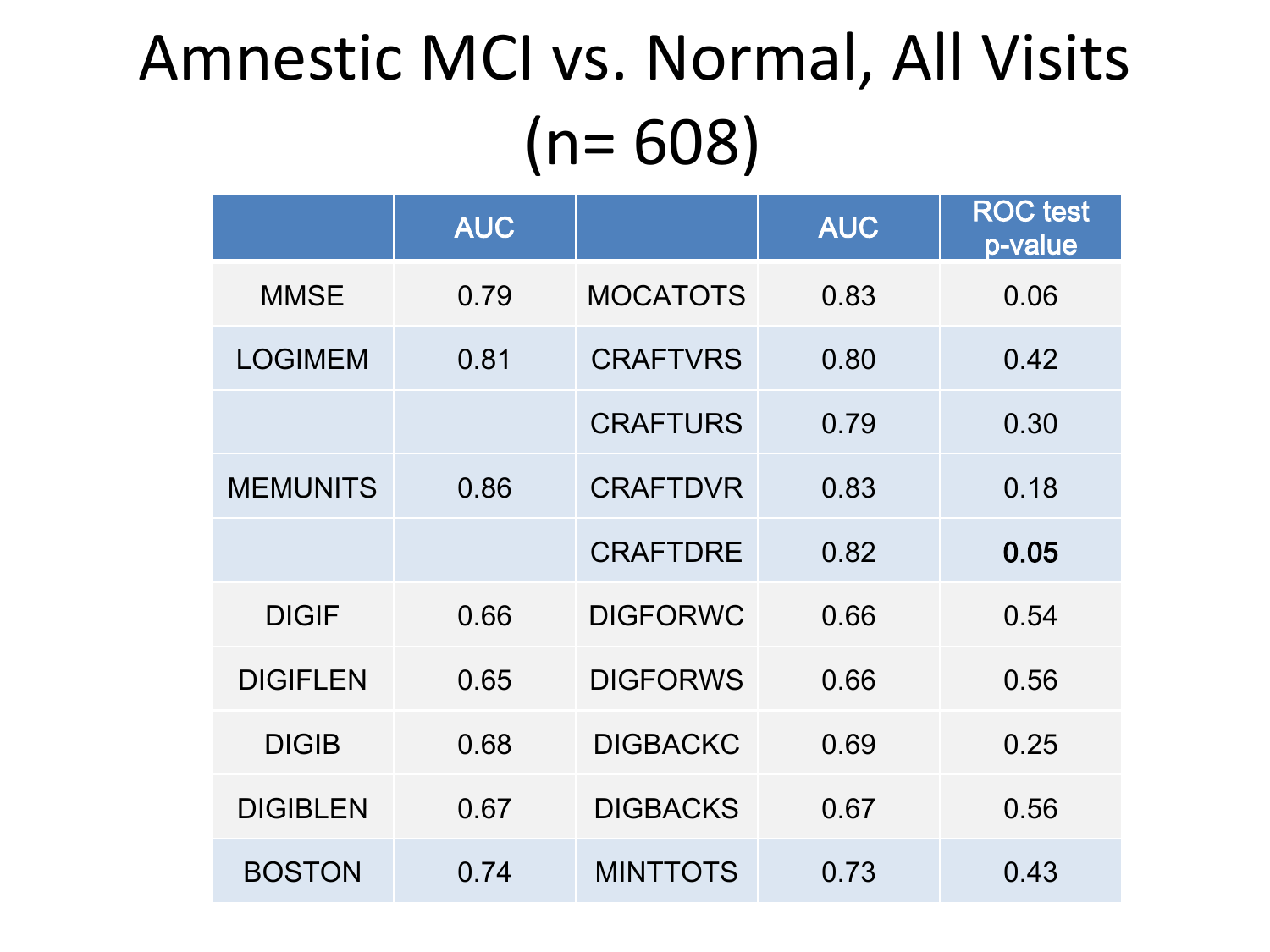# Amnestic MCI vs. Normal, All Visits (n= 608)

| | AUC | | AUC | ROC test p-value |
|---|---|---|---|---|
| MMSE | 0.79 | MOCATOTS | 0.83 | 0.06 |
| LOGIMEM | 0.81 | CRAFTVRS | 0.80 | 0.42 |
| | | CRAFTURS | 0.79 | 0.30 |
| MEMUNITS | 0.86 | CRAFTDVR | 0.83 | 0.18 |
| | | CRAFTDRE | 0.82 | **0.05** |
| DIGIF | 0.66 | DIGFORWC | 0.66 | 0.54 |
| DIGIFLEN | 0.65 | DIGFORWS | 0.66 | 0.56 |
| DIGIB | 0.68 | DIGBACKC | 0.69 | 0.25 |
| DIGIBLEN | 0.67 | DIGBACKS | 0.67 | 0.56 |
| BOSTON | 0.74 | MINTTOTS | 0.73 | 0.43 |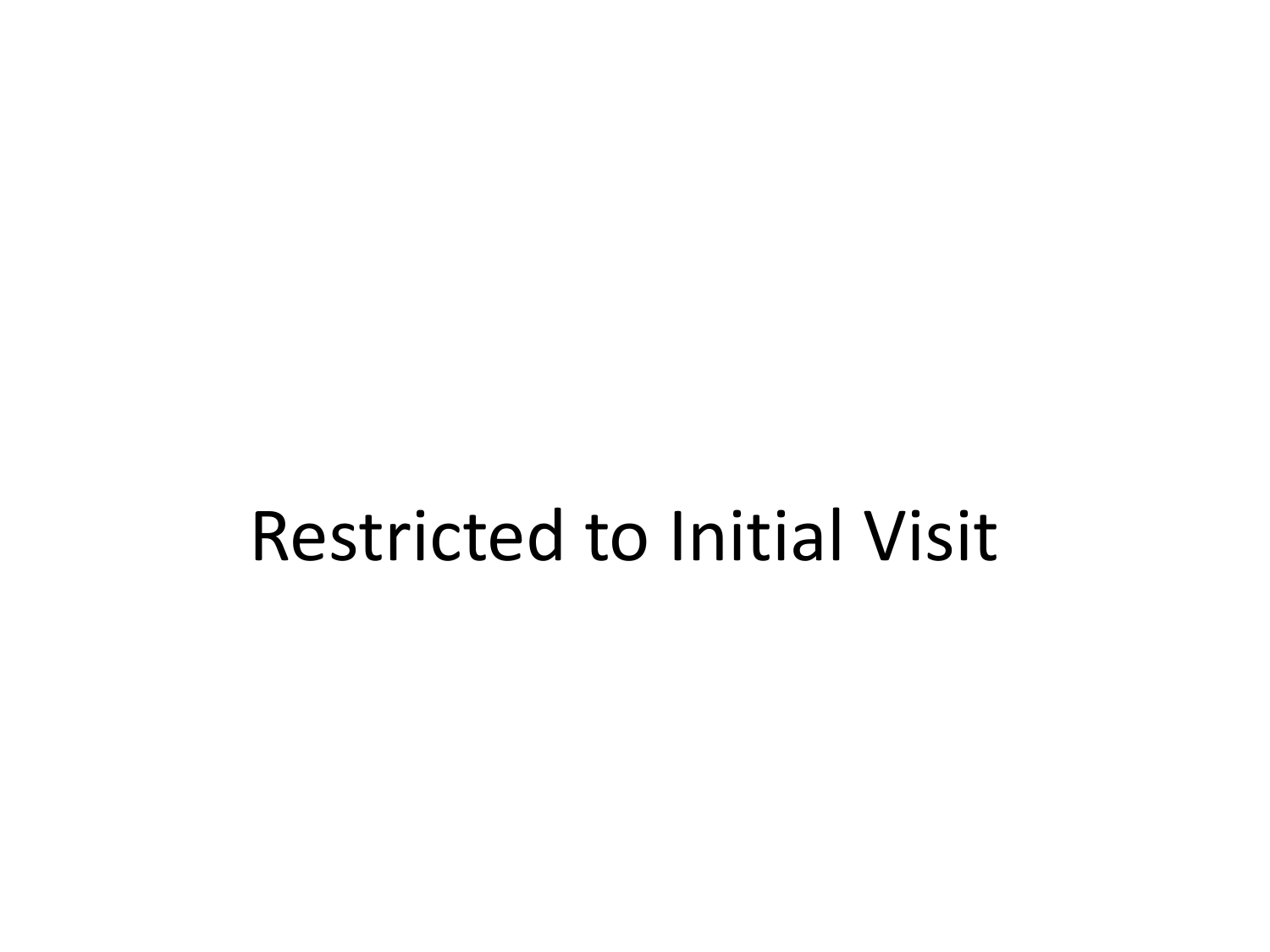# Restricted to Initial Visit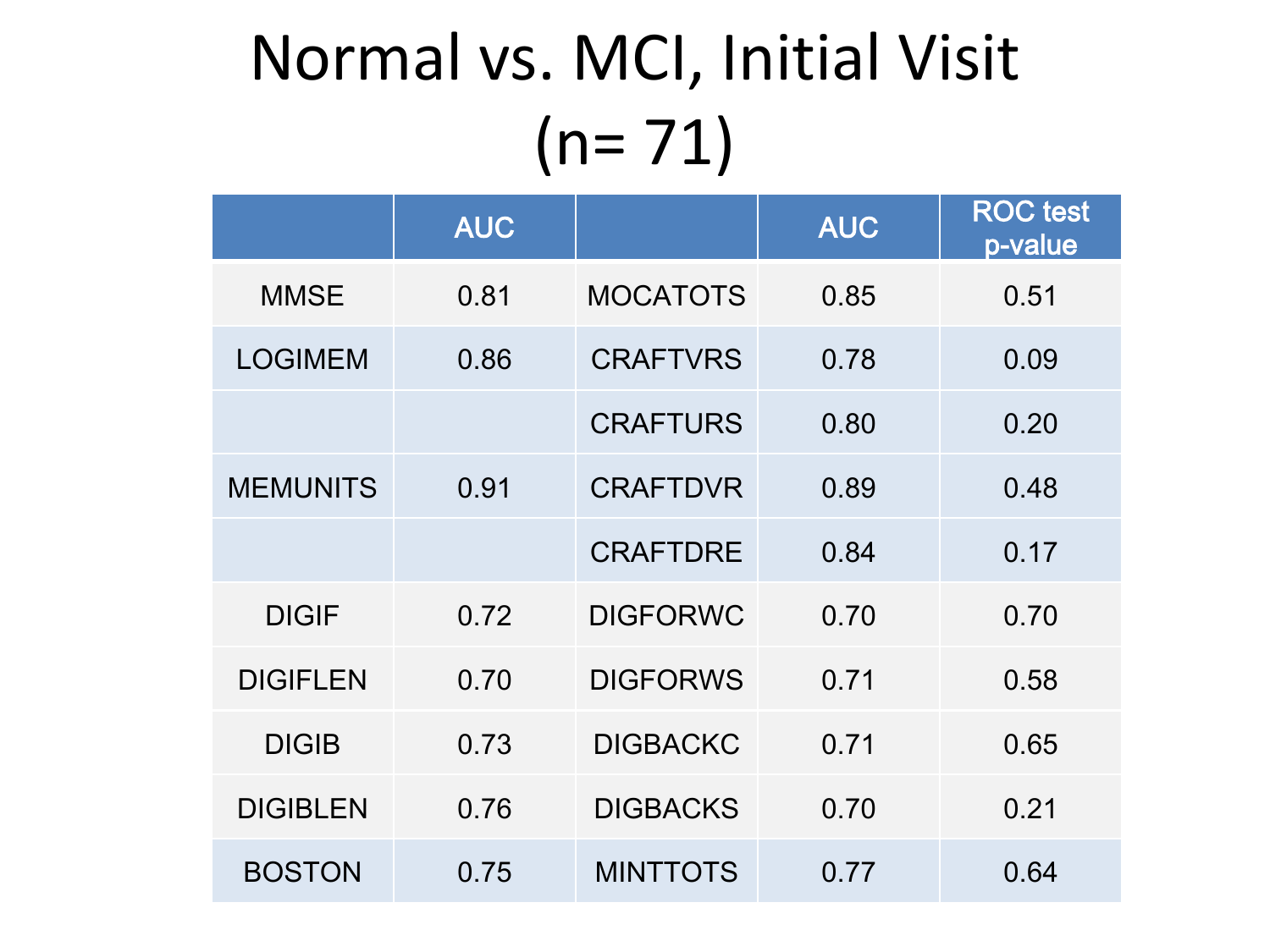# Normal vs. MCI, Initial Visit (n= 71)

| | AUC | | AUC | ROC test p-value |
|---|---|---|---|---|
| MMSE | 0.81 | MOCATOTS | 0.85 | 0.51 |
| LOGIMEM | 0.86 | CRAFTVRS | 0.78 | 0.09 |
| | | CRAFTURS | 0.80 | 0.20 |
| MEMUNITS | 0.91 | CRAFTDVR | 0.89 | 0.48 |
| | | CRAFTDRE | 0.84 | 0.17 |
| DIGIF | 0.72 | DIGFORWC | 0.70 | 0.70 |
| DIGIFLEN | 0.70 | DIGFORWS | 0.71 | 0.58 |
| DIGIB | 0.73 | DIGBACKC | 0.71 | 0.65 |
| DIGIBLEN | 0.76 | DIGBACKS | 0.70 | 0.21 |
| BOSTON | 0.75 | MINTTOTS | 0.77 | 0.64 |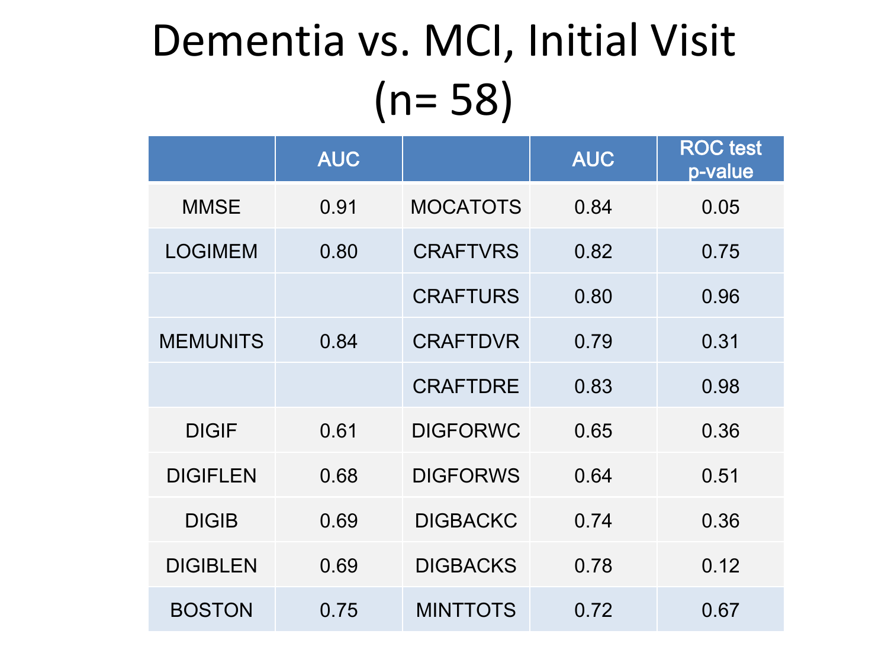# Dementia vs. MCI, Initial Visit (n= 58)

| | AUC | | AUC | ROC test p-value |
|---|---|---|---|---|
| MMSE | 0.91 | MOCATOTS | 0.84 | 0.05 |
| LOGIMEM | 0.80 | CRAFTVRS | 0.82 | 0.75 |
| | | CRAFTURS | 0.80 | 0.96 |
| MEMUNITS | 0.84 | CRAFTDVR | 0.79 | 0.31 |
| | | CRAFTDRE | 0.83 | 0.98 |
| DIGIF | 0.61 | DIGFORWC | 0.65 | 0.36 |
| DIGIFLEN | 0.68 | DIGFORWS | 0.64 | 0.51 |
| DIGIB | 0.69 | DIGBACKC | 0.74 | 0.36 |
| DIGIBLEN | 0.69 | DIGBACKS | 0.78 | 0.12 |
| BOSTON | 0.75 | MINTTOTS | 0.72 | 0.67 |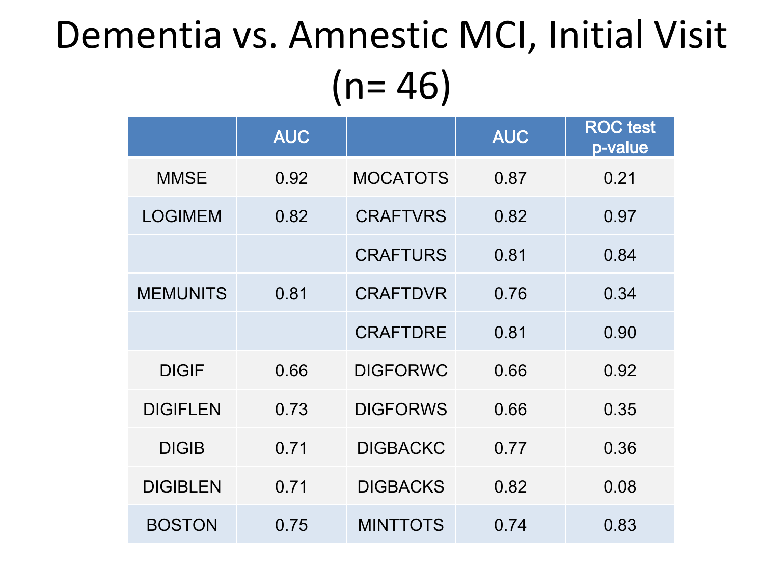# Dementia vs. Amnestic MCI, Initial Visit (n= 46)

| | AUC | | AUC | ROC test p-value |
|---|---|---|---|---|
| MMSE | 0.92 | MOCATOTS | 0.87 | 0.21 |
| LOGIMEM | 0.82 | CRAFTVRS | 0.82 | 0.97 |
| | | CRAFTURS | 0.81 | 0.84 |
| MEMUNITS | 0.81 | CRAFTDVR | 0.76 | 0.34 |
| | | CRAFTDRE | 0.81 | 0.90 |
| DIGIF | 0.66 | DIGFORWC | 0.66 | 0.92 |
| DIGIFLEN | 0.73 | DIGFORWS | 0.66 | 0.35 |
| DIGIB | 0.71 | DIGBACKC | 0.77 | 0.36 |
| DIGIBLEN | 0.71 | DIGBACKS | 0.82 | 0.08 |
| BOSTON | 0.75 | MINTTOTS | 0.74 | 0.83 |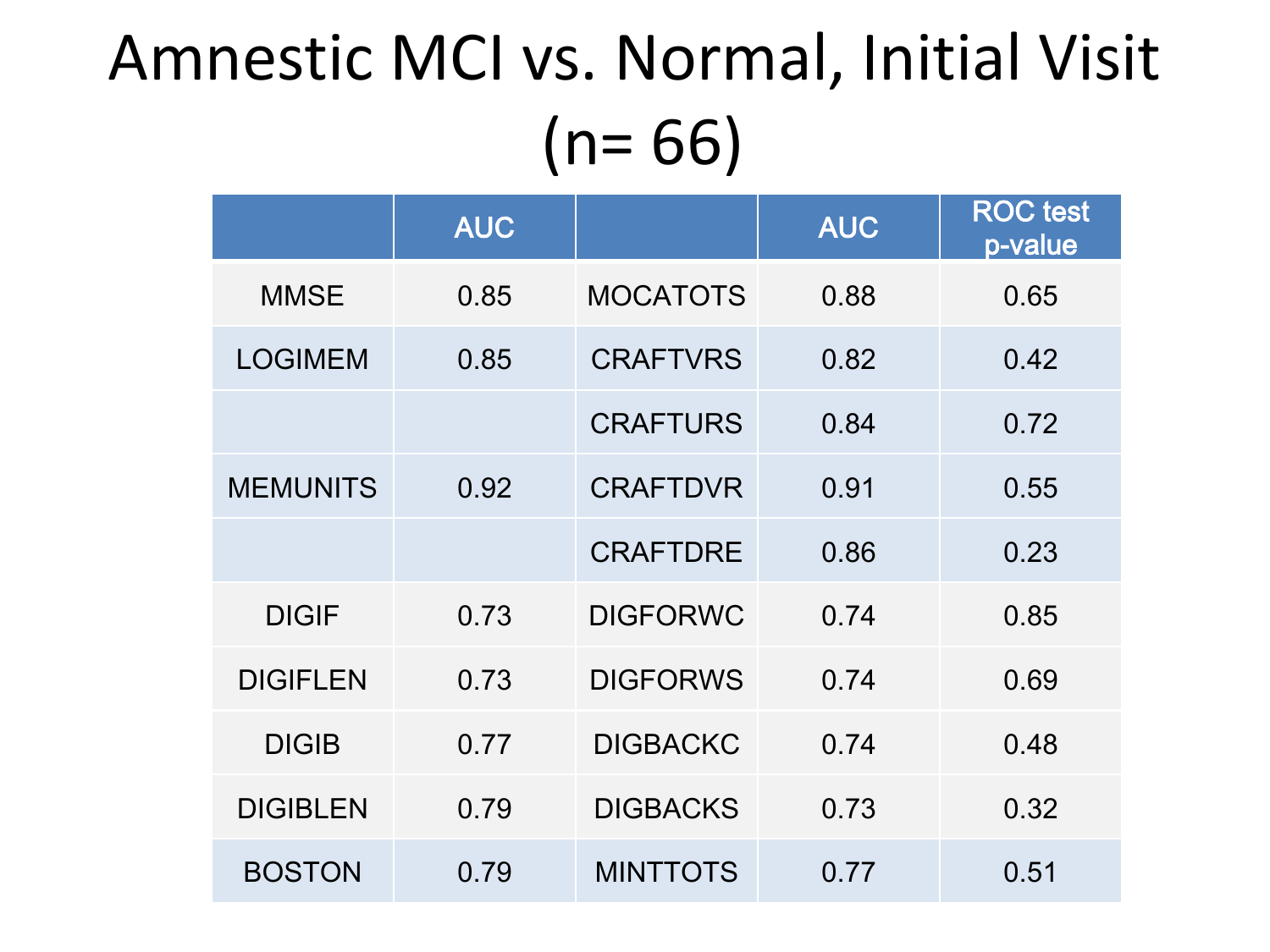# Amnestic MCI vs. Normal, Initial Visit (n= 66)

| | AUC | | AUC | ROC test p-value |
|---|---|---|---|---|
| MMSE | 0.85 | MOCATOTS | 0.88 | 0.65 |
| LOGIMEM | 0.85 | CRAFTVRS | 0.82 | 0.42 |
| | | CRAFTURS | 0.84 | 0.72 |
| MEMUNITS | 0.92 | CRAFTDVR | 0.91 | 0.55 |
| | | CRAFTDRE | 0.86 | 0.23 |
| DIGIF | 0.73 | DIGFORWC | 0.74 | 0.85 |
| DIGIFLEN | 0.73 | DIGFORWS | 0.74 | 0.69 |
| DIGIB | 0.77 | DIGBACKC | 0.74 | 0.48 |
| DIGIBLEN | 0.79 | DIGBACKS | 0.73 | 0.32 |
| BOSTON | 0.79 | MINTTOTS | 0.77 | 0.51 |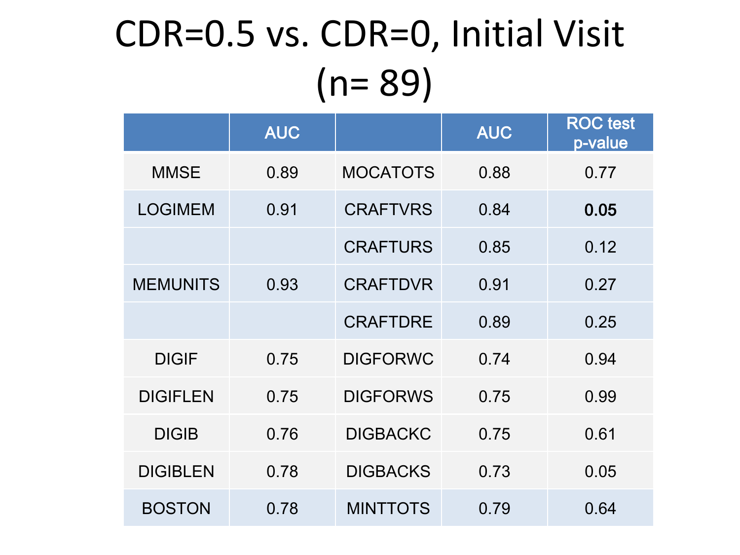# CDR=0.5 vs. CDR=0, Initial Visit (n= 89)

| | AUC | | AUC | ROC test p-value |
|---|---|---|---|---|
| MMSE | 0.89 | MOCATOTS | 0.88 | 0.77 |
| LOGIMEM | 0.91 | CRAFTVRS | 0.84 | **0.05** |
| | | CRAFTURS | 0.85 | 0.12 |
| MEMUNITS | 0.93 | CRAFTDVR | 0.91 | 0.27 |
| | | CRAFTDRE | 0.89 | 0.25 |
| DIGIF | 0.75 | DIGFORWC | 0.74 | 0.94 |
| DIGIFLEN | 0.75 | DIGFORWS | 0.75 | 0.99 |
| DIGIB | 0.76 | DIGBACKC | 0.75 | 0.61 |
| DIGIBLEN | 0.78 | DIGBACKS | 0.73 | 0.05 |
| BOSTON | 0.78 | MINTTOTS | 0.79 | 0.64 |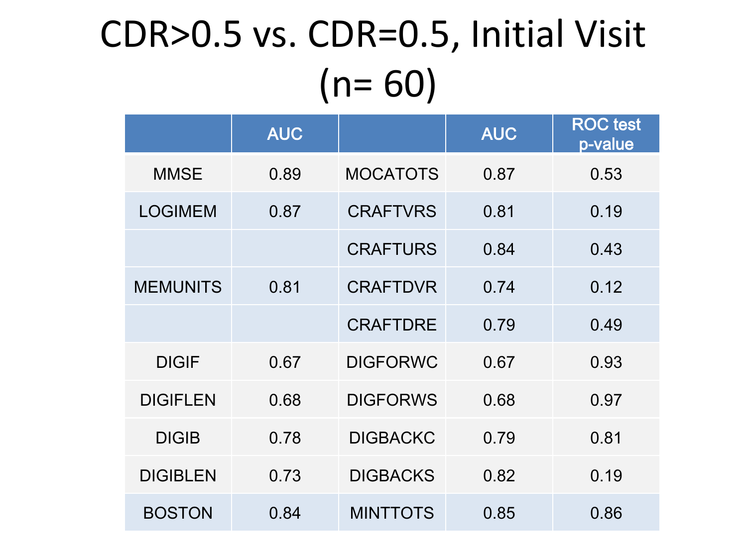# CDR>0.5 vs. CDR=0.5, Initial Visit (n= 60)

| | AUC | | AUC | ROC test p-value |
|---|---|---|---|---|
| MMSE | 0.89 | MOCATOTS | 0.87 | 0.53 |
| LOGIMEM | 0.87 | CRAFTVRS | 0.81 | 0.19 |
| | | CRAFTURS | 0.84 | 0.43 |
| MEMUNITS | 0.81 | CRAFTDVR | 0.74 | 0.12 |
| | | CRAFTDRE | 0.79 | 0.49 |
| DIGIF | 0.67 | DIGFORWC | 0.67 | 0.93 |
| DIGIFLEN | 0.68 | DIGFORWS | 0.68 | 0.97 |
| DIGIB | 0.78 | DIGBACKC | 0.79 | 0.81 |
| DIGIBLEN | 0.73 | DIGBACKS | 0.82 | 0.19 |
| BOSTON | 0.84 | MINTTOTS | 0.85 | 0.86 |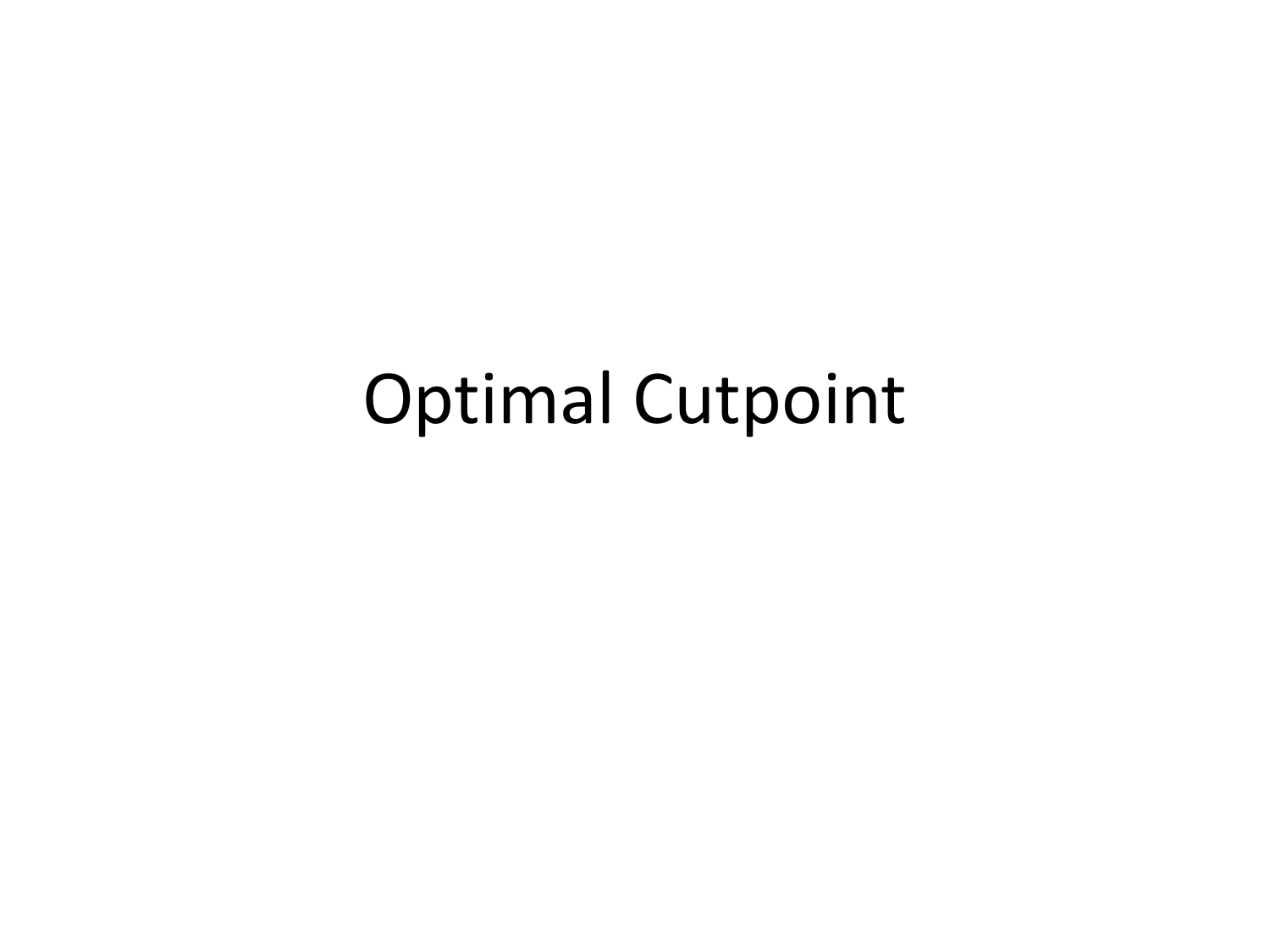# Optimal Cutpoint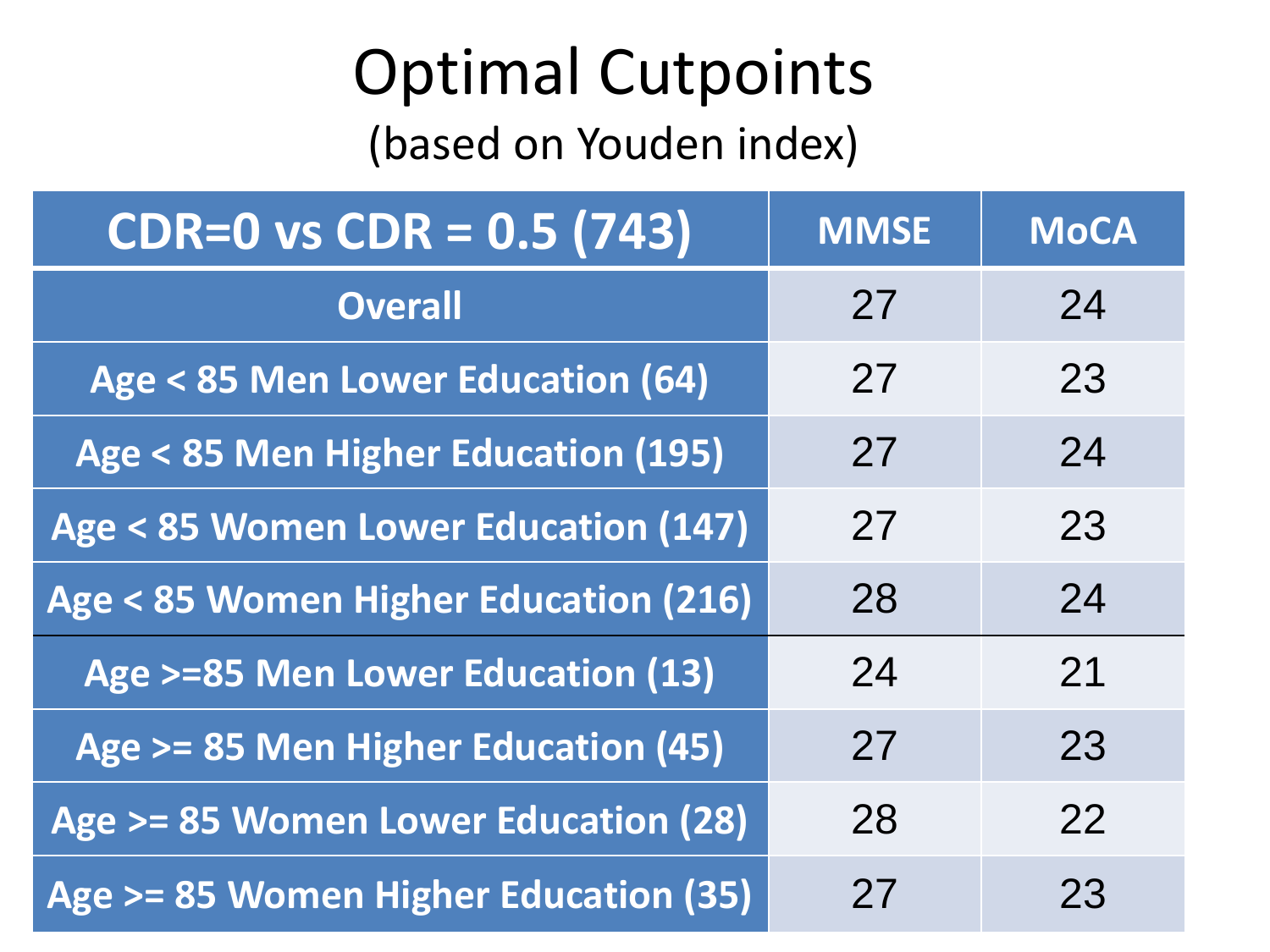# Optimal Cutpoints

(based on Youden index)

| CDR=0 vs CDR = 0.5 (743) | MMSE | MoCA |
| --- | --- | --- |
| Overall | 27 | 24 |
| Age < 85 Men Lower Education (64) | 27 | 23 |
| Age < 85 Men Higher Education (195) | 27 | 24 |
| Age < 85 Women Lower Education (147) | 27 | 23 |
| Age < 85 Women Higher Education (216) | 28 | 24 |
| Age >=85 Men Lower Education (13) | 24 | 21 |
| Age >= 85 Men Higher Education (45) | 27 | 23 |
| Age >= 85 Women Lower Education (28) | 28 | 22 |
| Age >= 85 Women Higher Education (35) | 27 | 23 |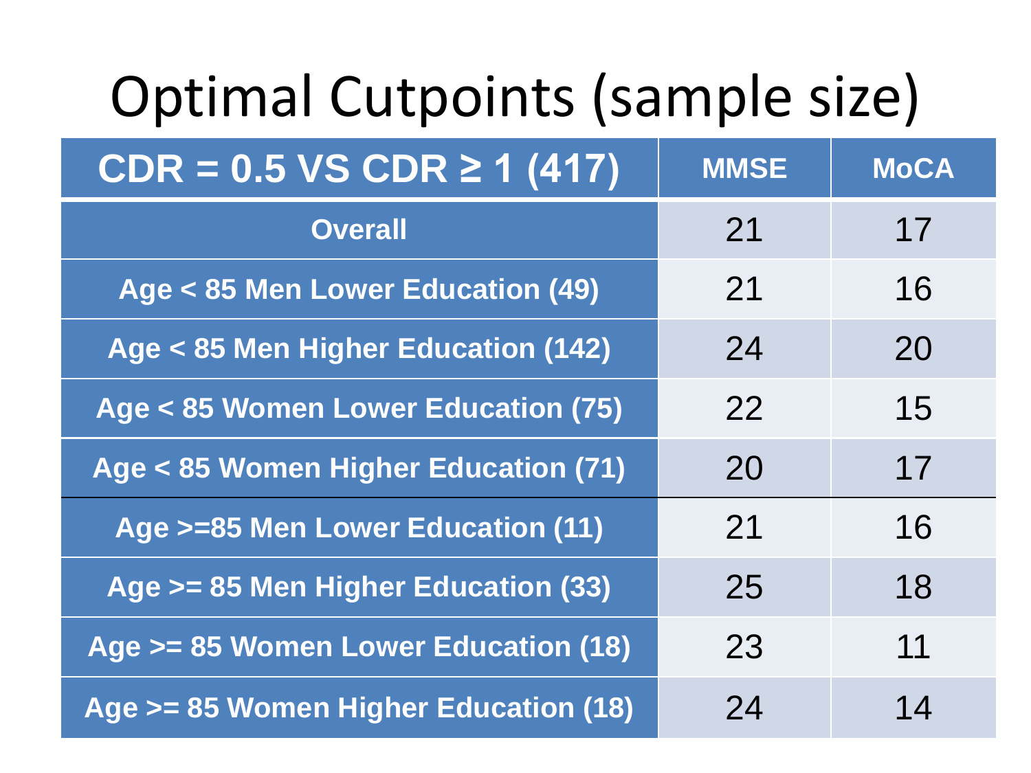# Optimal Cutpoints (sample size)

| CDR = 0.5 VS CDR ≥ 1 (417) | MMSE | MoCA |
|---|---|---|
| Overall | 21 | 17 |
| Age < 85 Men Lower Education (49) | 21 | 16 |
| Age < 85 Men Higher Education (142) | 24 | 20 |
| Age < 85 Women Lower Education (75) | 22 | 15 |
| Age < 85 Women Higher Education (71) | 20 | 17 |
| Age >=85 Men Lower Education (11) | 21 | 16 |
| Age >= 85 Men Higher Education (33) | 25 | 18 |
| Age >= 85 Women Lower Education (18) | 23 | 11 |
| Age >= 85 Women Higher Education (18) | 24 | 14 |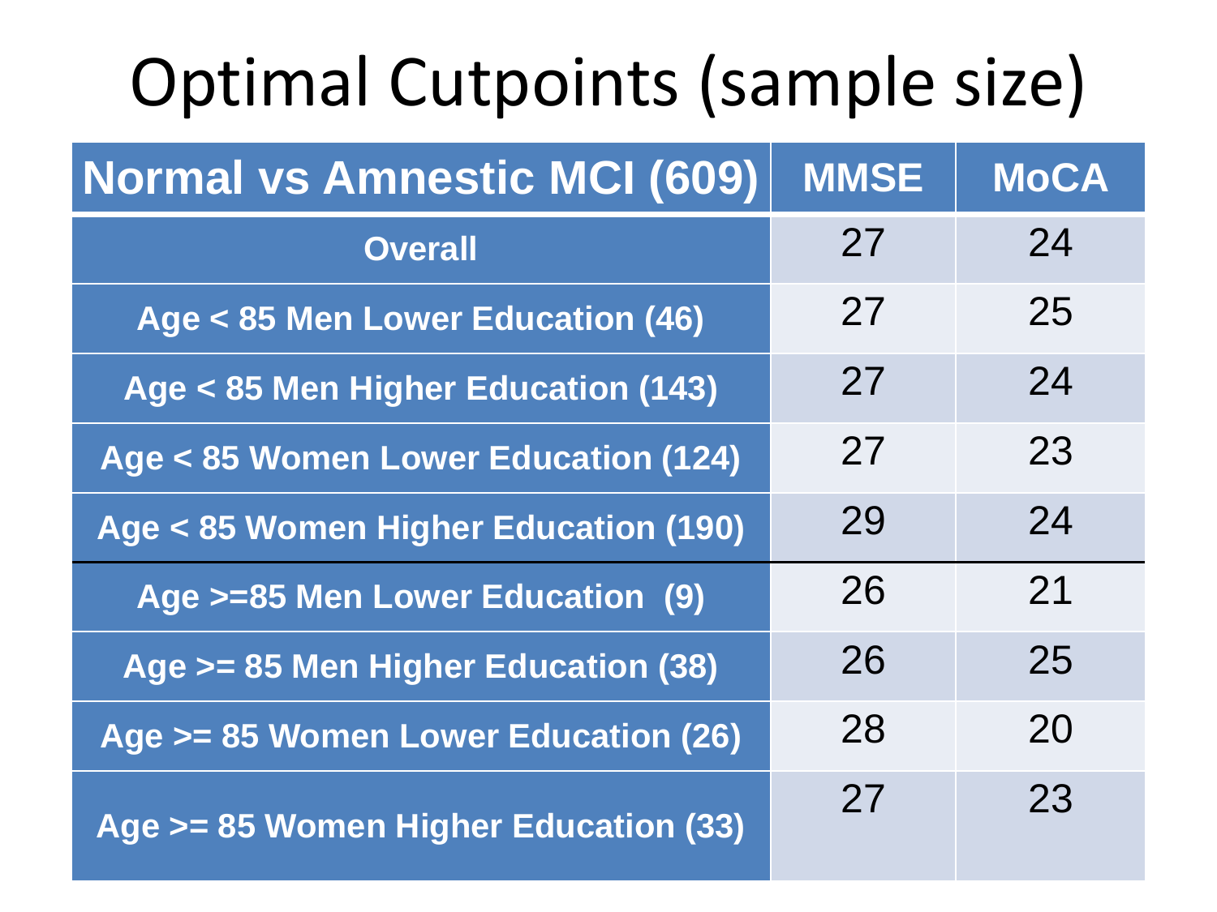# Optimal Cutpoints (sample size)

| Normal vs Amnestic MCI (609) | MMSE | MoCA |
|---|---|---|
| Overall | 27 | 24 |
| Age < 85 Men Lower Education (46) | 27 | 25 |
| Age < 85 Men Higher Education (143) | 27 | 24 |
| Age < 85 Women Lower Education (124) | 27 | 23 |
| Age < 85 Women Higher Education (190) | 29 | 24 |
| Age >=85 Men Lower Education (9) | 26 | 21 |
| Age >= 85 Men Higher Education (38) | 26 | 25 |
| Age >= 85 Women Lower Education (26) | 28 | 20 |
| Age >= 85 Women Higher Education (33) | 27 | 23 |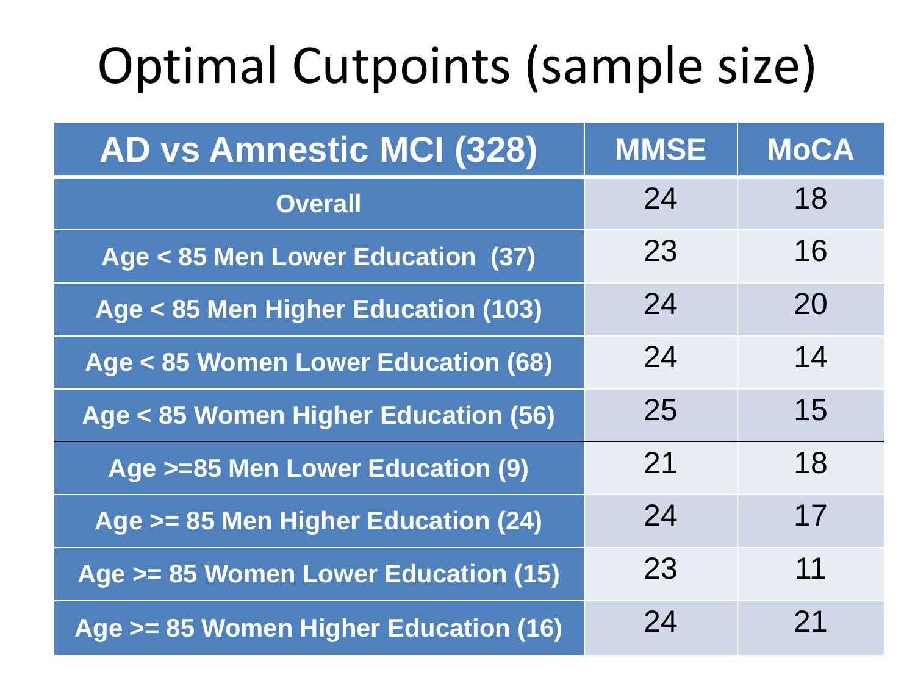# Optimal Cutpoints (sample size)

| AD vs Amnestic MCI (328) | MMSE | MoCA |
|---|---|---|
| Overall | 24 | 18 |
| Age < 85 Men Lower Education (37) | 23 | 16 |
| Age < 85 Men Higher Education (103) | 24 | 20 |
| Age < 85 Women Lower Education (68) | 24 | 14 |
| Age < 85 Women Higher Education (56) | 25 | 15 |
| Age >=85 Men Lower Education (9) | 21 | 18 |
| Age >= 85 Men Higher Education (24) | 24 | 17 |
| Age >= 85 Women Lower Education (15) | 23 | 11 |
| Age >= 85 Women Higher Education (16) | 24 | 21 |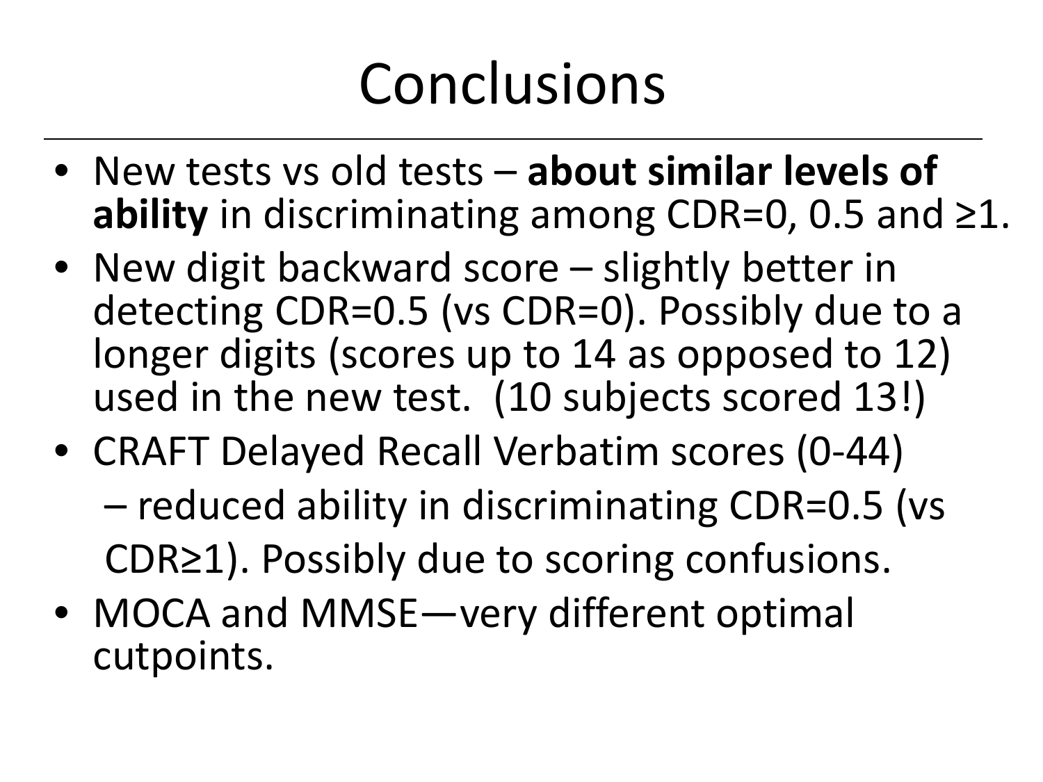# Conclusions

- New tests vs old tests – **about similar levels of ability** in discriminating among CDR=0, 0.5 and ≥1.
- New digit backward score – slightly better in detecting CDR=0.5 (vs CDR=0). Possibly due to a longer digits (scores up to 14 as opposed to 12) used in the new test. (10 subjects scored 13!)
- CRAFT Delayed Recall Verbatim scores (0-44)
  – reduced ability in discriminating CDR=0.5 (vs CDR≥1). Possibly due to scoring confusions.
- MOCA and MMSE—very different optimal cutpoints.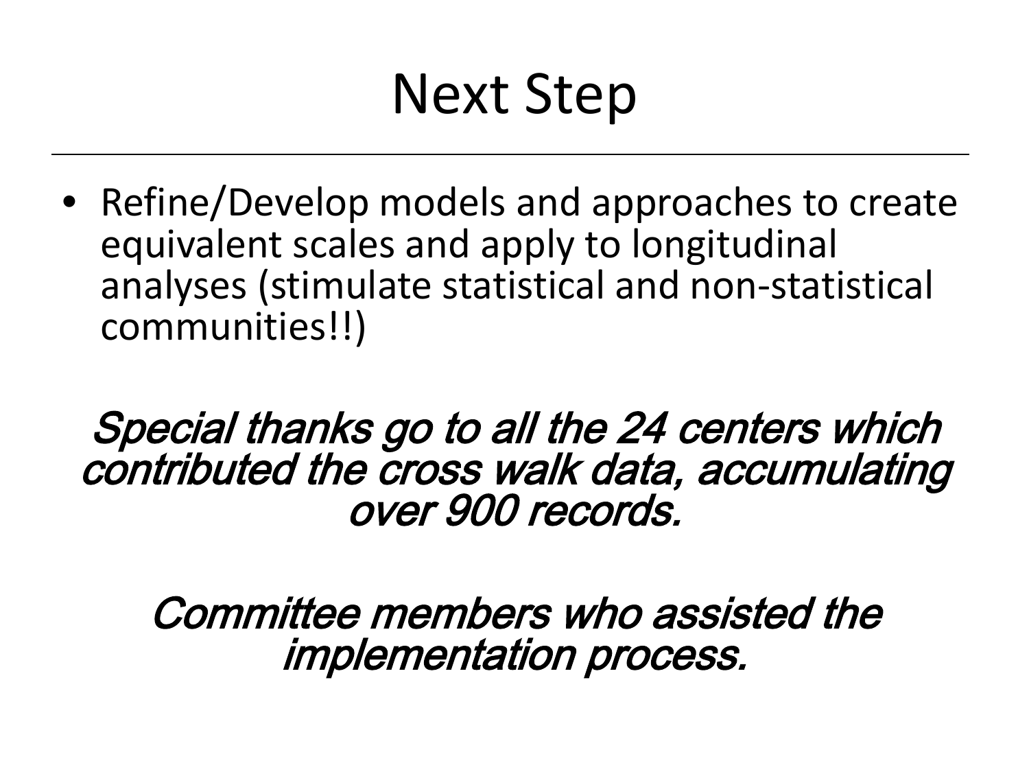# Next Step

- Refine/Develop models and approaches to create equivalent scales and apply to longitudinal analyses (stimulate statistical and non-statistical communities!!)

*Special thanks go to all the 24 centers which contributed the cross walk data, accumulating over 900 records.*

*Committee members who assisted the implementation process.*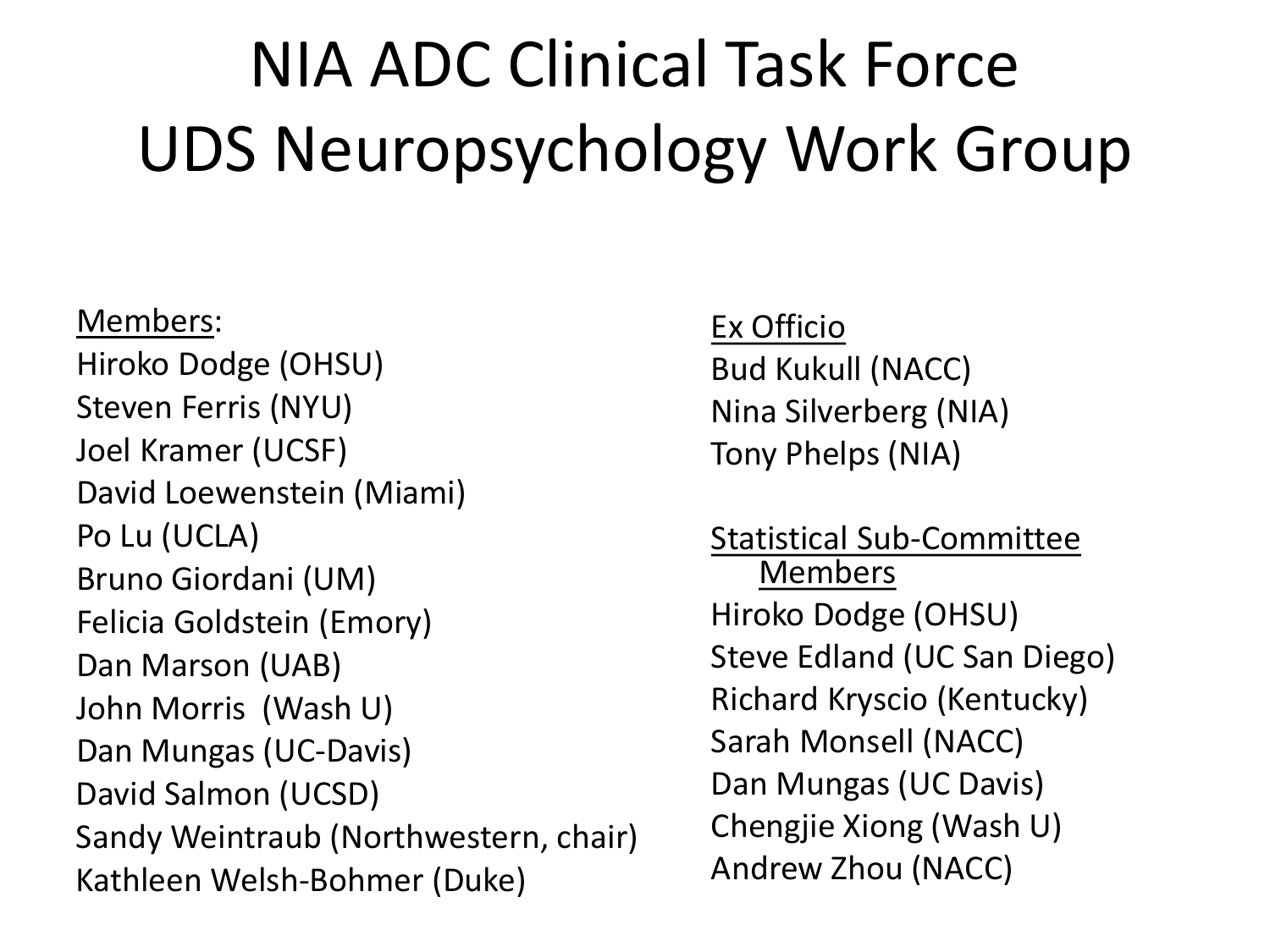# NIA ADC Clinical Task Force
# UDS Neuropsychology Work Group

Members:

Hiroko Dodge (OHSU)
Steven Ferris (NYU)
Joel Kramer (UCSF)
David Loewenstein (Miami)
Po Lu (UCLA)
Bruno Giordani (UM)
Felicia Goldstein (Emory)
Dan Marson (UAB)
John Morris (Wash U)
Dan Mungas (UC-Davis)
David Salmon (UCSD)
Sandy Weintraub (Northwestern, chair)
Kathleen Welsh-Bohmer (Duke)

Ex Officio

Bud Kukull (NACC)
Nina Silverberg (NIA)
Tony Phelps (NIA)

Statistical Sub-Committee Members

Hiroko Dodge (OHSU)
Steve Edland (UC San Diego)
Richard Kryscio (Kentucky)
Sarah Monsell (NACC)
Dan Mungas (UC Davis)
Chengjie Xiong (Wash U)
Andrew Zhou (NACC)